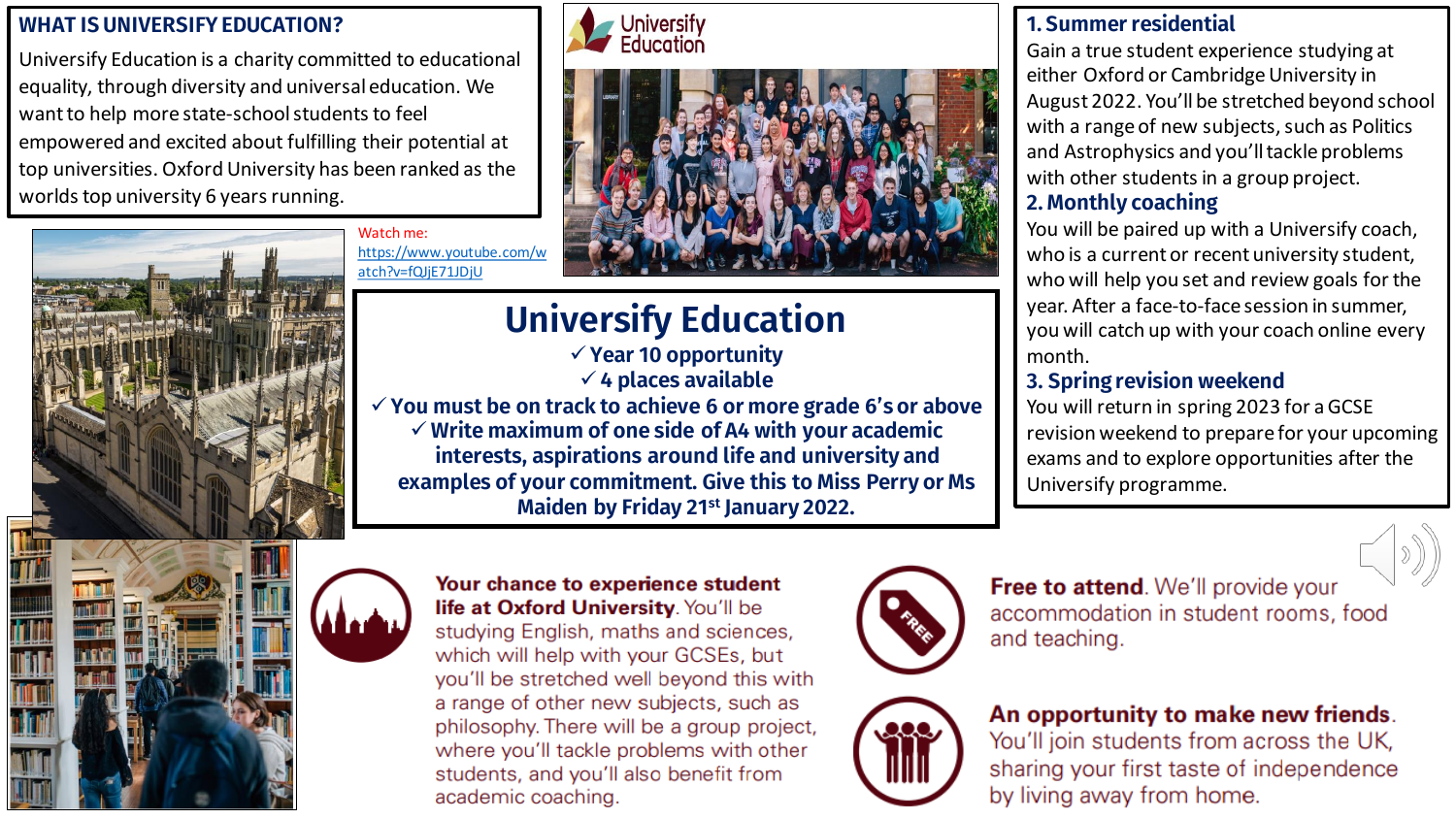## WHAT IS UNIVERSIFY EDUCATION?

University Education is a charity committed to educational equality, through diversity and universal education. We want to help more state-school students to feel empowered and excited about fulfilling their potential at top universities. Oxford University has been ranked as the worlds top university 6 years running.

Watch me: https://www.youtube.com/watch?v=fQJjE71JDjU

University Education

# Universify Education

- ✓ Year 10 opportunity
- ✓ 4 places available
- ✓ You must be on track to achieve 6 or more grade 6's or above
- ✓ Write maximum of one side of A4 with your academic interests, aspirations around life and university and examples of your commitment. Give this to Miss Perry or Ms Maiden by Friday 21st January 2022.

### 1. Summer residential

Gain a true student experience studying at either Oxford or Cambridge University in August 2022. You'll be stretched beyond school with a range of new subjects, such as Politics and Astrophysics and you'll tackle problems with other students in a group project.

### 2. Monthly coaching

You will be paired up with a Universify coach, who is a current or recent university student, who will help you set and review goals for the year. After a face-to-face session in summer, you will catch up with your coach online every month.

### 3. Spring revision weekend

You will return in spring 2023 for a GCSE revision weekend to prepare for your upcoming exams and to explore opportunities after the Universify programme.

**Your chance to experience student life at Oxford University**. You'll be studying English, maths and sciences, which will help with your GCSEs, but you'll be stretched well beyond this with a range of other new subjects, such as philosophy. There will be a group project, where you'll tackle problems with other students, and you'll also benefit from academic coaching.

**Free to attend**. We'll provide your accommodation in student rooms, food and teaching.

**An opportunity to make new friends**. You'll join students from across the UK, sharing your first taste of independence by living away from home.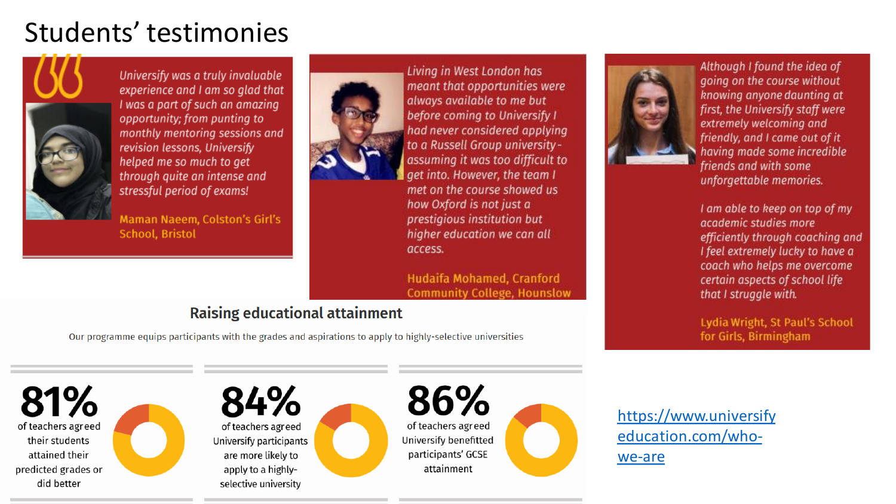# Students' testimonies

*University was a truly invaluable experience and I am so glad that I was a part of such an amazing opportunity; from punting to monthly mentoring sessions and revision lessons, Universify helped me so much to get through quite an intense and stressful period of exams!*

**Maman Naeem, Colston's Girl's School, Bristol**

*Living in West London has meant that opportunities were always available to me but before coming to Universify I had never considered applying to a Russell Group university - assuming it was too difficult to get into. However, the team I met on the course showed us how Oxford is not just a prestigious institution but higher education we can all access.*

**Hudaifa Mohamed, Cranford Community College, Hounslow**

*Although I found the idea of going on the course without knowing anyone daunting at first, the Universify staff were extremely welcoming and friendly, and I came out of it having made some incredible friends and with some unforgettable memories.*

*I am able to keep on top of my academic studies more efficiently through coaching and I feel extremely lucky to have a coach who helps me overcome certain aspects of school life that I struggle with.*

**Lydia Wright, St Paul's School for Girls, Birmingham**

## Raising educational attainment

Our programme equips participants with the grades and aspirations to apply to highly-selective universities

**81%**
of teachers agreed their students attained their predicted grades or did better

**84%**
of teachers agreed Universify participants are more likely to apply to a highly-selective university

**86%**
of teachers agreed Universify benefitted participants' GCSE attainment

https://www.universifyeducation.com/who-we-are